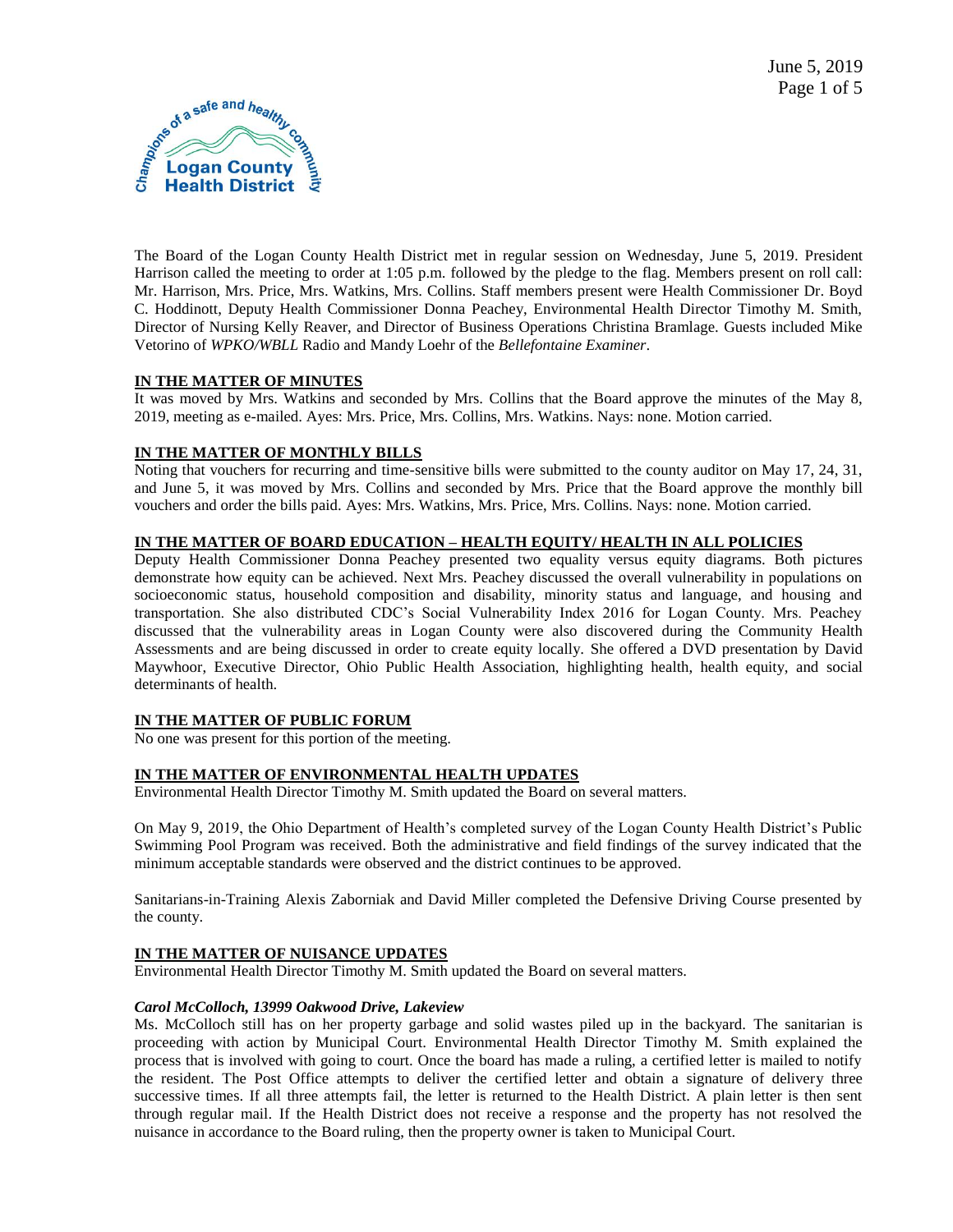The Board of the Logan County Health District met in regular session on Wednesday, June 5, 2019. President Harrison called the meeting to order at 1:05 p.m. followed by the pledge to the flag. Members present on roll call: Mr. Harrison, Mrs. Price, Mrs. Watkins, Mrs. Collins. Staff members present were Health Commissioner Dr. Boyd C. Hoddinott, Deputy Health Commissioner Donna Peachey, Environmental Health Director Timothy M. Smith, Director of Nursing Kelly Reaver, and Director of Business Operations Christina Bramlage. Guests included Mike Vetorino of *WPKO/WBLL* Radio and Mandy Loehr of the *Bellefontaine Examiner*.

**IN THE MATTER OF MINUTES**

It was moved by Mrs. Watkins and seconded by Mrs. Collins that the Board approve the minutes of the May 8, 2019, meeting as e-mailed. Ayes: Mrs. Price, Mrs. Collins, Mrs. Watkins. Nays: none. Motion carried.

**IN THE MATTER OF MONTHLY BILLS**

Noting that vouchers for recurring and time-sensitive bills were submitted to the county auditor on May 17, 24, 31, and June 5, it was moved by Mrs. Collins and seconded by Mrs. Price that the Board approve the monthly bill vouchers and order the bills paid. Ayes: Mrs. Watkins, Mrs. Price, Mrs. Collins. Nays: none. Motion carried.

**IN THE MATTER OF BOARD EDUCATION – HEALTH EQUITY/ HEALTH IN ALL POLICIES**

Deputy Health Commissioner Donna Peachey presented two equality versus equity diagrams. Both pictures demonstrate how equity can be achieved. Next Mrs. Peachey discussed the overall vulnerability in populations on socioeconomic status, household composition and disability, minority status and language, and housing and transportation. She also distributed CDC's Social Vulnerability Index 2016 for Logan County. Mrs. Peachey discussed that the vulnerability areas in Logan County were also discovered during the Community Health Assessments and are being discussed in order to create equity locally. She offered a DVD presentation by David Maywhoor, Executive Director, Ohio Public Health Association, highlighting health, health equity, and social determinants of health.

**IN THE MATTER OF PUBLIC FORUM**

No one was present for this portion of the meeting.

**IN THE MATTER OF ENVIRONMENTAL HEALTH UPDATES**

Environmental Health Director Timothy M. Smith updated the Board on several matters.

On May 9, 2019, the Ohio Department of Health's completed survey of the Logan County Health District's Public Swimming Pool Program was received. Both the administrative and field findings of the survey indicated that the minimum acceptable standards were observed and the district continues to be approved.

Sanitarians-in-Training Alexis Zaborniak and David Miller completed the Defensive Driving Course presented by the county.

**IN THE MATTER OF NUISANCE UPDATES**

Environmental Health Director Timothy M. Smith updated the Board on several matters.

***Carol McColloch, 13999 Oakwood Drive, Lakeview***

Ms. McColloch still has on her property garbage and solid wastes piled up in the backyard. The sanitarian is proceeding with action by Municipal Court. Environmental Health Director Timothy M. Smith explained the process that is involved with going to court. Once the board has made a ruling, a certified letter is mailed to notify the resident. The Post Office attempts to deliver the certified letter and obtain a signature of delivery three successive times. If all three attempts fail, the letter is returned to the Health District. A plain letter is then sent through regular mail. If the Health District does not receive a response and the property has not resolved the nuisance in accordance to the Board ruling, then the property owner is taken to Municipal Court.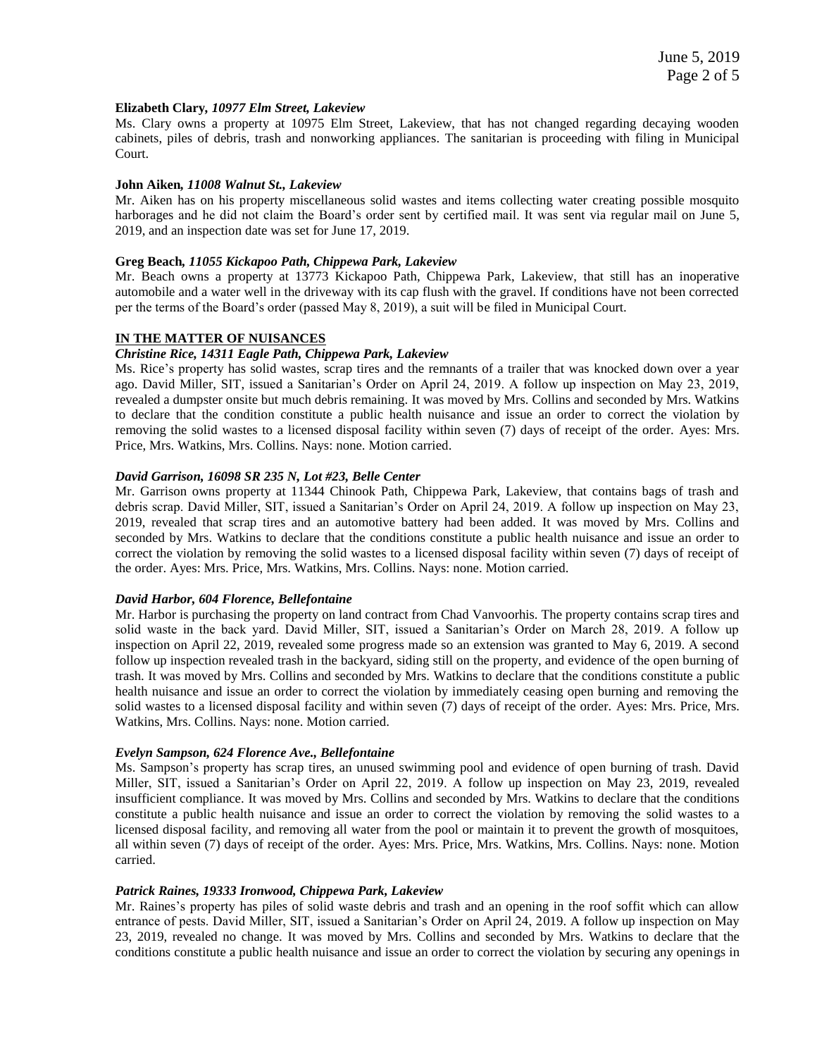**Elizabeth Clary,** ***10977 Elm Street, Lakeview***

Ms. Clary owns a property at 10975 Elm Street, Lakeview, that has not changed regarding decaying wooden cabinets, piles of debris, trash and nonworking appliances. The sanitarian is proceeding with filing in Municipal Court.

**John Aiken,** ***11008 Walnut St., Lakeview***

Mr. Aiken has on his property miscellaneous solid wastes and items collecting water creating possible mosquito harborages and he did not claim the Board's order sent by certified mail. It was sent via regular mail on June 5, 2019, and an inspection date was set for June 17, 2019.

**Greg Beach,** ***11055 Kickapoo Path, Chippewa Park, Lakeview***

Mr. Beach owns a property at 13773 Kickapoo Path, Chippewa Park, Lakeview, that still has an inoperative automobile and a water well in the driveway with its cap flush with the gravel. If conditions have not been corrected per the terms of the Board's order (passed May 8, 2019), a suit will be filed in Municipal Court.

**IN THE MATTER OF NUISANCES**

***Christine Rice, 14311 Eagle Path, Chippewa Park, Lakeview***

Ms. Rice's property has solid wastes, scrap tires and the remnants of a trailer that was knocked down over a year ago. David Miller, SIT, issued a Sanitarian's Order on April 24, 2019. A follow up inspection on May 23, 2019, revealed a dumpster onsite but much debris remaining. It was moved by Mrs. Collins and seconded by Mrs. Watkins to declare that the condition constitute a public health nuisance and issue an order to correct the violation by removing the solid wastes to a licensed disposal facility within seven (7) days of receipt of the order. Ayes: Mrs. Price, Mrs. Watkins, Mrs. Collins. Nays: none. Motion carried.

***David Garrison, 16098 SR 235 N, Lot #23, Belle Center***

Mr. Garrison owns property at 11344 Chinook Path, Chippewa Park, Lakeview, that contains bags of trash and debris scrap. David Miller, SIT, issued a Sanitarian's Order on April 24, 2019. A follow up inspection on May 23, 2019, revealed that scrap tires and an automotive battery had been added. It was moved by Mrs. Collins and seconded by Mrs. Watkins to declare that the conditions constitute a public health nuisance and issue an order to correct the violation by removing the solid wastes to a licensed disposal facility within seven (7) days of receipt of the order. Ayes: Mrs. Price, Mrs. Watkins, Mrs. Collins. Nays: none. Motion carried.

***David Harbor, 604 Florence, Bellefontaine***

Mr. Harbor is purchasing the property on land contract from Chad Vanvoorhis. The property contains scrap tires and solid waste in the back yard. David Miller, SIT, issued a Sanitarian's Order on March 28, 2019. A follow up inspection on April 22, 2019, revealed some progress made so an extension was granted to May 6, 2019. A second follow up inspection revealed trash in the backyard, siding still on the property, and evidence of the open burning of trash. It was moved by Mrs. Collins and seconded by Mrs. Watkins to declare that the conditions constitute a public health nuisance and issue an order to correct the violation by immediately ceasing open burning and removing the solid wastes to a licensed disposal facility and within seven (7) days of receipt of the order. Ayes: Mrs. Price, Mrs. Watkins, Mrs. Collins. Nays: none. Motion carried.

***Evelyn Sampson, 624 Florence Ave., Bellefontaine***

Ms. Sampson's property has scrap tires, an unused swimming pool and evidence of open burning of trash. David Miller, SIT, issued a Sanitarian's Order on April 22, 2019. A follow up inspection on May 23, 2019, revealed insufficient compliance. It was moved by Mrs. Collins and seconded by Mrs. Watkins to declare that the conditions constitute a public health nuisance and issue an order to correct the violation by removing the solid wastes to a licensed disposal facility, and removing all water from the pool or maintain it to prevent the growth of mosquitoes, all within seven (7) days of receipt of the order. Ayes: Mrs. Price, Mrs. Watkins, Mrs. Collins. Nays: none. Motion carried.

***Patrick Raines, 19333 Ironwood, Chippewa Park, Lakeview***

Mr. Raines's property has piles of solid waste debris and trash and an opening in the roof soffit which can allow entrance of pests. David Miller, SIT, issued a Sanitarian's Order on April 24, 2019. A follow up inspection on May 23, 2019, revealed no change. It was moved by Mrs. Collins and seconded by Mrs. Watkins to declare that the conditions constitute a public health nuisance and issue an order to correct the violation by securing any openings in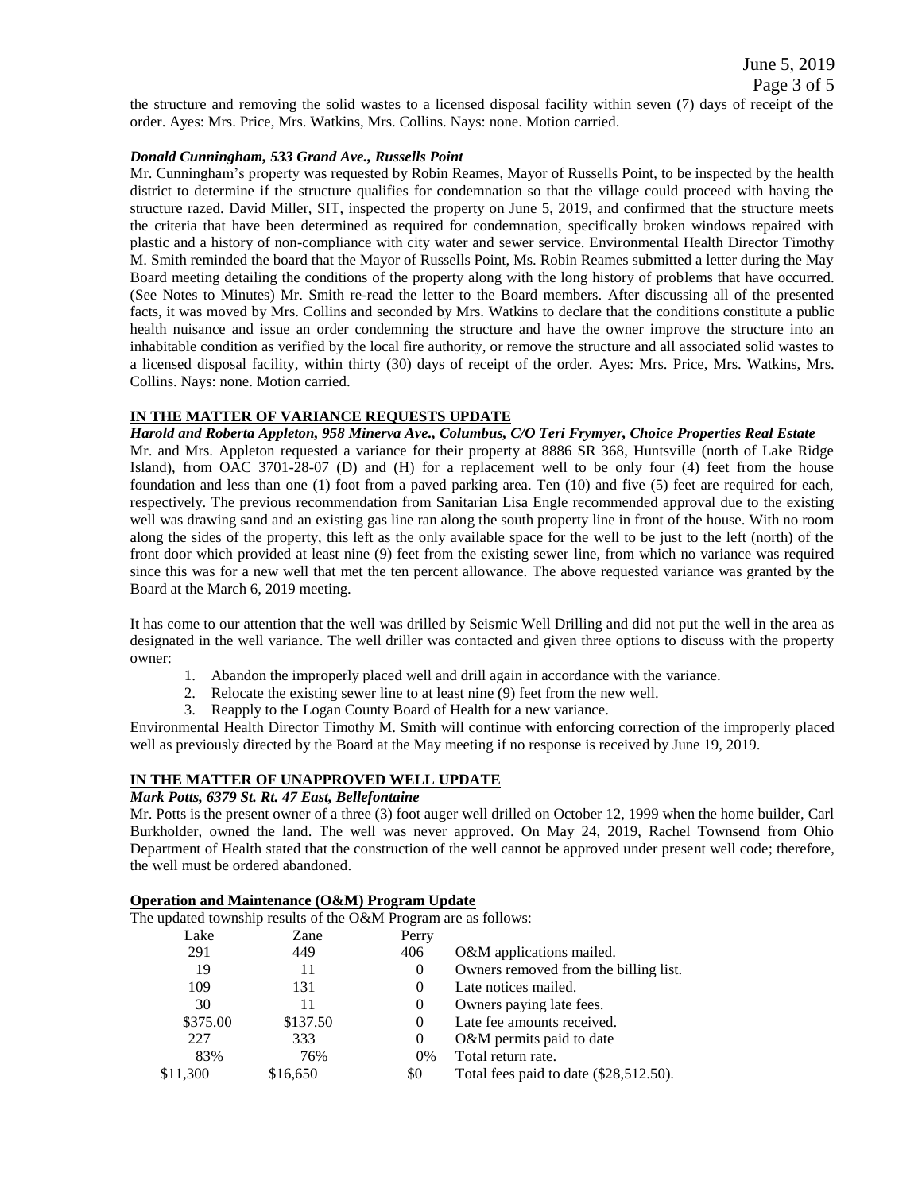the structure and removing the solid wastes to a licensed disposal facility within seven (7) days of receipt of the order. Ayes: Mrs. Price, Mrs. Watkins, Mrs. Collins. Nays: none. Motion carried.

***Donald Cunningham, 533 Grand Ave., Russells Point***

Mr. Cunningham's property was requested by Robin Reames, Mayor of Russells Point, to be inspected by the health district to determine if the structure qualifies for condemnation so that the village could proceed with having the structure razed. David Miller, SIT, inspected the property on June 5, 2019, and confirmed that the structure meets the criteria that have been determined as required for condemnation, specifically broken windows repaired with plastic and a history of non-compliance with city water and sewer service. Environmental Health Director Timothy M. Smith reminded the board that the Mayor of Russells Point, Ms. Robin Reames submitted a letter during the May Board meeting detailing the conditions of the property along with the long history of problems that have occurred. (See Notes to Minutes) Mr. Smith re-read the letter to the Board members. After discussing all of the presented facts, it was moved by Mrs. Collins and seconded by Mrs. Watkins to declare that the conditions constitute a public health nuisance and issue an order condemning the structure and have the owner improve the structure into an inhabitable condition as verified by the local fire authority, or remove the structure and all associated solid wastes to a licensed disposal facility, within thirty (30) days of receipt of the order. Ayes: Mrs. Price, Mrs. Watkins, Mrs. Collins. Nays: none. Motion carried.

**IN THE MATTER OF VARIANCE REQUESTS UPDATE**

***Harold and Roberta Appleton, 958 Minerva Ave., Columbus, C/O Teri Frymyer, Choice Properties Real Estate***

Mr. and Mrs. Appleton requested a variance for their property at 8886 SR 368, Huntsville (north of Lake Ridge Island), from OAC 3701-28-07 (D) and (H) for a replacement well to be only four (4) feet from the house foundation and less than one (1) foot from a paved parking area. Ten (10) and five (5) feet are required for each, respectively. The previous recommendation from Sanitarian Lisa Engle recommended approval due to the existing well was drawing sand and an existing gas line ran along the south property line in front of the house. With no room along the sides of the property, this left as the only available space for the well to be just to the left (north) of the front door which provided at least nine (9) feet from the existing sewer line, from which no variance was required since this was for a new well that met the ten percent allowance. The above requested variance was granted by the Board at the March 6, 2019 meeting.

It has come to our attention that the well was drilled by Seismic Well Drilling and did not put the well in the area as designated in the well variance. The well driller was contacted and given three options to discuss with the property owner:

1. Abandon the improperly placed well and drill again in accordance with the variance.
2. Relocate the existing sewer line to at least nine (9) feet from the new well.
3. Reapply to the Logan County Board of Health for a new variance.

Environmental Health Director Timothy M. Smith will continue with enforcing correction of the improperly placed well as previously directed by the Board at the May meeting if no response is received by June 19, 2019.

**IN THE MATTER OF UNAPPROVED WELL UPDATE**

***Mark Potts, 6379 St. Rt. 47 East, Bellefontaine***

Mr. Potts is the present owner of a three (3) foot auger well drilled on October 12, 1999 when the home builder, Carl Burkholder, owned the land. The well was never approved. On May 24, 2019, Rachel Townsend from Ohio Department of Health stated that the construction of the well cannot be approved under present well code; therefore, the well must be ordered abandoned.

**Operation and Maintenance (O&M) Program Update**

The updated township results of the O&M Program are as follows:

| Lake | Zane | Perry | |
|---|---|---|---|
| 291 | 449 | 406 | O&M applications mailed. |
| 19 | 11 | 0 | Owners removed from the billing list. |
| 109 | 131 | 0 | Late notices mailed. |
| 30 | 11 | 0 | Owners paying late fees. |
| $375.00 | $137.50 | 0 | Late fee amounts received. |
| 227 | 333 | 0 | O&M permits paid to date |
| 83% | 76% | 0% | Total return rate. |
| $11,300 | $16,650 | $0 | Total fees paid to date ($28,512.50). |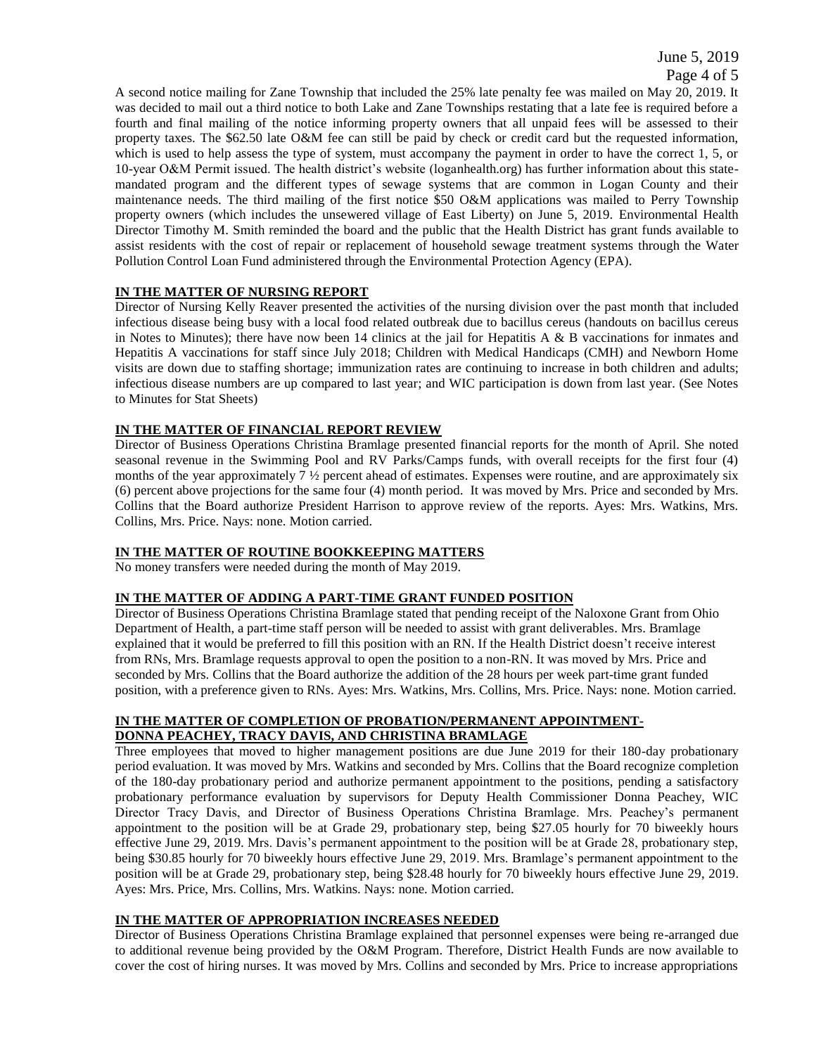A second notice mailing for Zane Township that included the 25% late penalty fee was mailed on May 20, 2019. It was decided to mail out a third notice to both Lake and Zane Townships restating that a late fee is required before a fourth and final mailing of the notice informing property owners that all unpaid fees will be assessed to their property taxes. The $62.50 late O&M fee can still be paid by check or credit card but the requested information, which is used to help assess the type of system, must accompany the payment in order to have the correct 1, 5, or 10-year O&M Permit issued. The health district's website (loganhealth.org) has further information about this state-mandated program and the different types of sewage systems that are common in Logan County and their maintenance needs. The third mailing of the first notice $50 O&M applications was mailed to Perry Township property owners (which includes the unsewered village of East Liberty) on June 5, 2019. Environmental Health Director Timothy M. Smith reminded the board and the public that the Health District has grant funds available to assist residents with the cost of repair or replacement of household sewage treatment systems through the Water Pollution Control Loan Fund administered through the Environmental Protection Agency (EPA).

**IN THE MATTER OF NURSING REPORT**

Director of Nursing Kelly Reaver presented the activities of the nursing division over the past month that included infectious disease being busy with a local food related outbreak due to bacillus cereus (handouts on bacillus cereus in Notes to Minutes); there have now been 14 clinics at the jail for Hepatitis A & B vaccinations for inmates and Hepatitis A vaccinations for staff since July 2018; Children with Medical Handicaps (CMH) and Newborn Home visits are down due to staffing shortage; immunization rates are continuing to increase in both children and adults; infectious disease numbers are up compared to last year; and WIC participation is down from last year. (See Notes to Minutes for Stat Sheets)

**IN THE MATTER OF FINANCIAL REPORT REVIEW**

Director of Business Operations Christina Bramlage presented financial reports for the month of April. She noted seasonal revenue in the Swimming Pool and RV Parks/Camps funds, with overall receipts for the first four (4) months of the year approximately 7 ½ percent ahead of estimates. Expenses were routine, and are approximately six (6) percent above projections for the same four (4) month period. It was moved by Mrs. Price and seconded by Mrs. Collins that the Board authorize President Harrison to approve review of the reports. Ayes: Mrs. Watkins, Mrs. Collins, Mrs. Price. Nays: none. Motion carried.

**IN THE MATTER OF ROUTINE BOOKKEEPING MATTERS**

No money transfers were needed during the month of May 2019.

**IN THE MATTER OF ADDING A PART-TIME GRANT FUNDED POSITION**

Director of Business Operations Christina Bramlage stated that pending receipt of the Naloxone Grant from Ohio Department of Health, a part-time staff person will be needed to assist with grant deliverables. Mrs. Bramlage explained that it would be preferred to fill this position with an RN. If the Health District doesn't receive interest from RNs, Mrs. Bramlage requests approval to open the position to a non-RN. It was moved by Mrs. Price and seconded by Mrs. Collins that the Board authorize the addition of the 28 hours per week part-time grant funded position, with a preference given to RNs. Ayes: Mrs. Watkins, Mrs. Collins, Mrs. Price. Nays: none. Motion carried.

**IN THE MATTER OF COMPLETION OF PROBATION/PERMANENT APPOINTMENT-DONNA PEACHEY, TRACY DAVIS, AND CHRISTINA BRAMLAGE**

Three employees that moved to higher management positions are due June 2019 for their 180-day probationary period evaluation. It was moved by Mrs. Watkins and seconded by Mrs. Collins that the Board recognize completion of the 180-day probationary period and authorize permanent appointment to the positions, pending a satisfactory probationary performance evaluation by supervisors for Deputy Health Commissioner Donna Peachey, WIC Director Tracy Davis, and Director of Business Operations Christina Bramlage. Mrs. Peachey's permanent appointment to the position will be at Grade 29, probationary step, being $27.05 hourly for 70 biweekly hours effective June 29, 2019. Mrs. Davis's permanent appointment to the position will be at Grade 28, probationary step, being $30.85 hourly for 70 biweekly hours effective June 29, 2019. Mrs. Bramlage's permanent appointment to the position will be at Grade 29, probationary step, being $28.48 hourly for 70 biweekly hours effective June 29, 2019. Ayes: Mrs. Price, Mrs. Collins, Mrs. Watkins. Nays: none. Motion carried.

**IN THE MATTER OF APPROPRIATION INCREASES NEEDED**

Director of Business Operations Christina Bramlage explained that personnel expenses were being re-arranged due to additional revenue being provided by the O&M Program. Therefore, District Health Funds are now available to cover the cost of hiring nurses. It was moved by Mrs. Collins and seconded by Mrs. Price to increase appropriations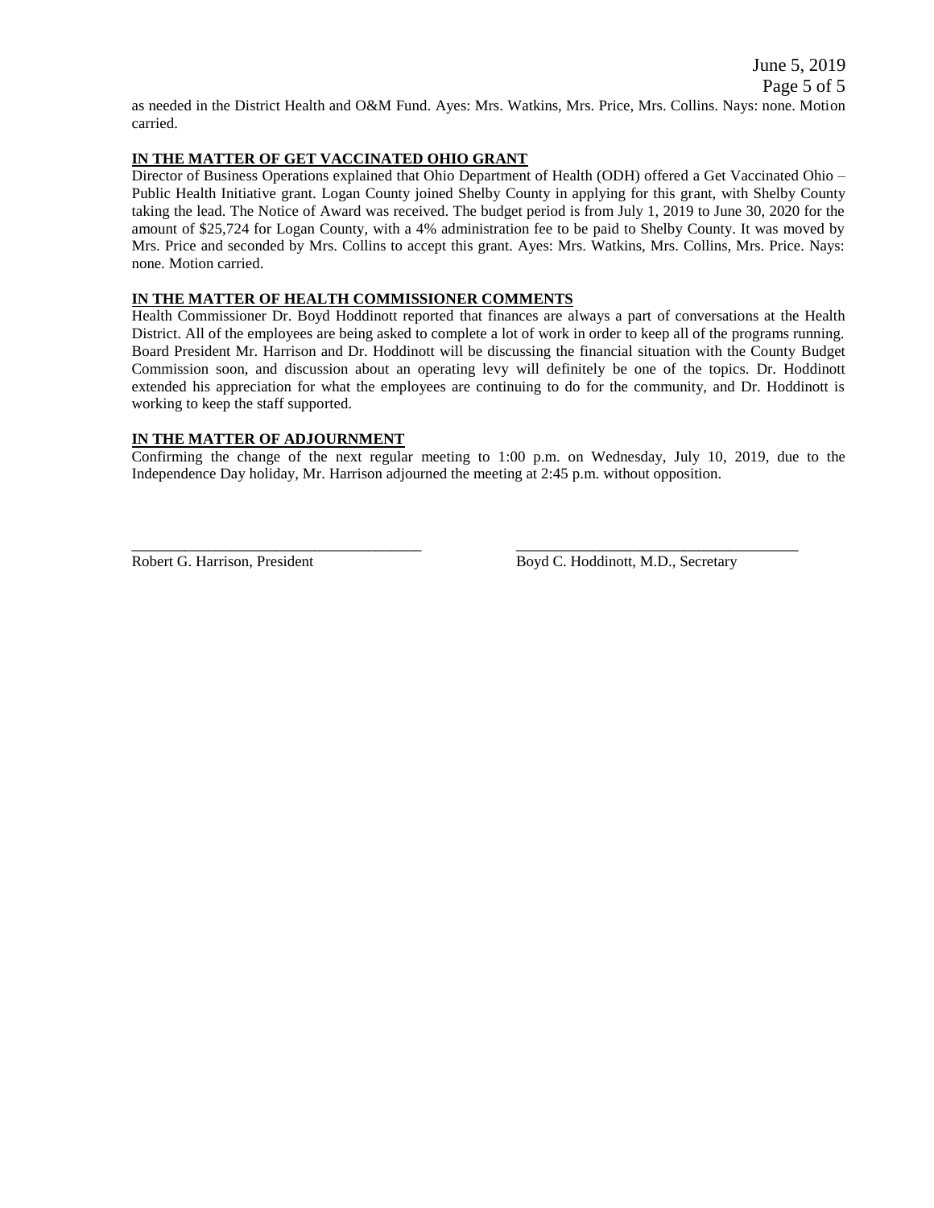as needed in the District Health and O&M Fund. Ayes: Mrs. Watkins, Mrs. Price, Mrs. Collins. Nays: none. Motion carried.

**IN THE MATTER OF GET VACCINATED OHIO GRANT**

Director of Business Operations explained that Ohio Department of Health (ODH) offered a Get Vaccinated Ohio – Public Health Initiative grant. Logan County joined Shelby County in applying for this grant, with Shelby County taking the lead. The Notice of Award was received. The budget period is from July 1, 2019 to June 30, 2020 for the amount of $25,724 for Logan County, with a 4% administration fee to be paid to Shelby County. It was moved by Mrs. Price and seconded by Mrs. Collins to accept this grant. Ayes: Mrs. Watkins, Mrs. Collins, Mrs. Price. Nays: none. Motion carried.

**IN THE MATTER OF HEALTH COMMISSIONER COMMENTS**

Health Commissioner Dr. Boyd Hoddinott reported that finances are always a part of conversations at the Health District. All of the employees are being asked to complete a lot of work in order to keep all of the programs running. Board President Mr. Harrison and Dr. Hoddinott will be discussing the financial situation with the County Budget Commission soon, and discussion about an operating levy will definitely be one of the topics. Dr. Hoddinott extended his appreciation for what the employees are continuing to do for the community, and Dr. Hoddinott is working to keep the staff supported.

**IN THE MATTER OF ADJOURNMENT**

Confirming the change of the next regular meeting to 1:00 p.m. on Wednesday, July 10, 2019, due to the Independence Day holiday, Mr. Harrison adjourned the meeting at 2:45 p.m. without opposition.

_______________________________________ Robert G. Harrison, President

_______________________________________ Boyd C. Hoddinott, M.D., Secretary